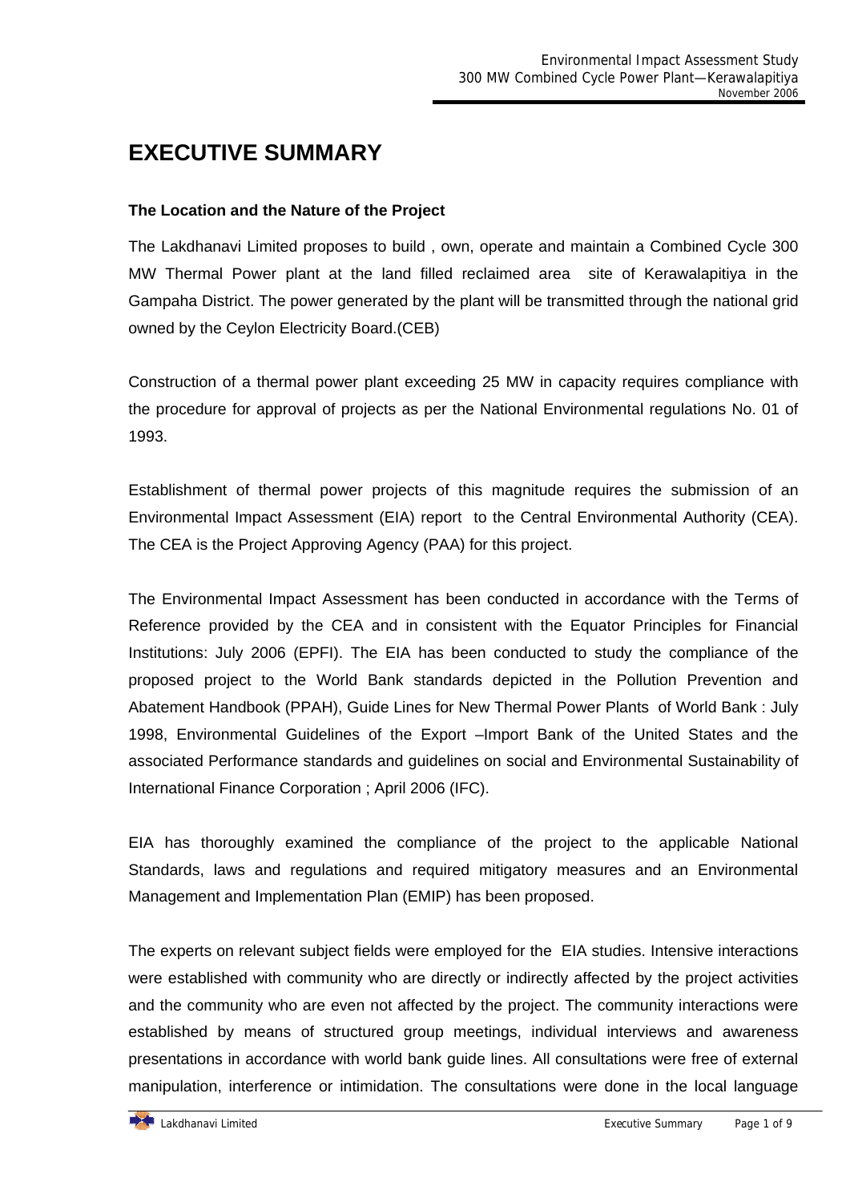# EXECUTIVE SUMMARY

**The Location and the Nature of the Project**

The Lakdhanavi Limited proposes to build , own, operate and maintain a Combined Cycle 300 MW Thermal Power plant at the land filled reclaimed area site of Kerawalapitiya in the Gampaha District. The power generated by the plant will be transmitted through the national grid owned by the Ceylon Electricity Board.(CEB)

Construction of a thermal power plant exceeding 25 MW in capacity requires compliance with the procedure for approval of projects as per the National Environmental regulations No. 01 of 1993.

Establishment of thermal power projects of this magnitude requires the submission of an Environmental Impact Assessment (EIA) report to the Central Environmental Authority (CEA). The CEA is the Project Approving Agency (PAA) for this project.

The Environmental Impact Assessment has been conducted in accordance with the Terms of Reference provided by the CEA and in consistent with the Equator Principles for Financial Institutions: July 2006 (EPFI). The EIA has been conducted to study the compliance of the proposed project to the World Bank standards depicted in the Pollution Prevention and Abatement Handbook (PPAH), Guide Lines for New Thermal Power Plants of World Bank : July 1998, Environmental Guidelines of the Export –Import Bank of the United States and the associated Performance standards and guidelines on social and Environmental Sustainability of International Finance Corporation ; April 2006 (IFC).

EIA has thoroughly examined the compliance of the project to the applicable National Standards, laws and regulations and required mitigatory measures and an Environmental Management and Implementation Plan (EMIP) has been proposed.

The experts on relevant subject fields were employed for the EIA studies. Intensive interactions were established with community who are directly or indirectly affected by the project activities and the community who are even not affected by the project. The community interactions were established by means of structured group meetings, individual interviews and awareness presentations in accordance with world bank guide lines. All consultations were free of external manipulation, interference or intimidation. The consultations were done in the local language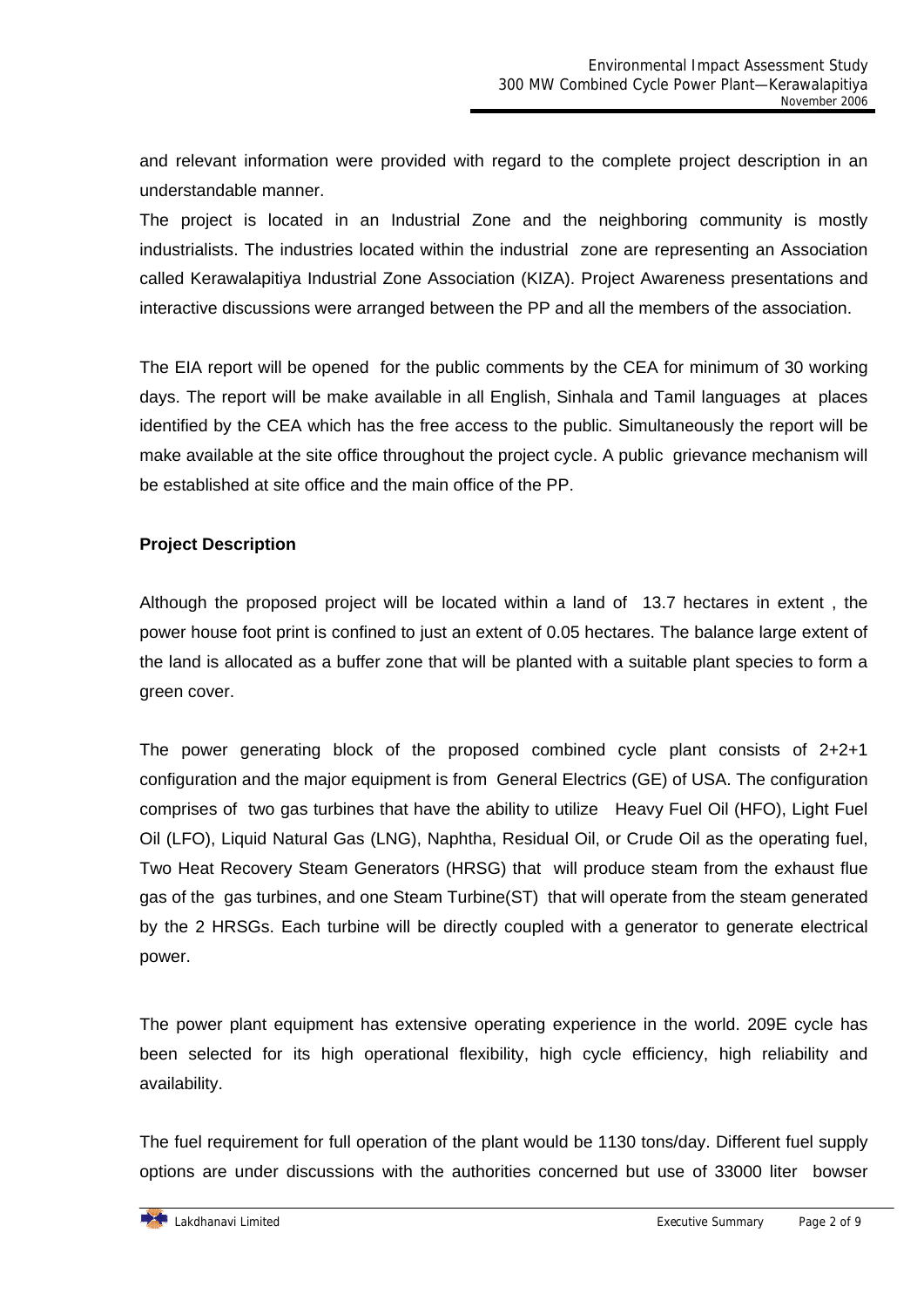and relevant information were provided with regard to the complete project description in an understandable manner.

The project is located in an Industrial Zone and the neighboring community is mostly industrialists. The industries located within the industrial zone are representing an Association called Kerawalapitiya Industrial Zone Association (KIZA). Project Awareness presentations and interactive discussions were arranged between the PP and all the members of the association.

The EIA report will be opened for the public comments by the CEA for minimum of 30 working days. The report will be make available in all English, Sinhala and Tamil languages at places identified by the CEA which has the free access to the public. Simultaneously the report will be make available at the site office throughout the project cycle. A public grievance mechanism will be established at site office and the main office of the PP.

**Project Description**

Although the proposed project will be located within a land of 13.7 hectares in extent , the power house foot print is confined to just an extent of 0.05 hectares. The balance large extent of the land is allocated as a buffer zone that will be planted with a suitable plant species to form a green cover.

The power generating block of the proposed combined cycle plant consists of 2+2+1 configuration and the major equipment is from General Electrics (GE) of USA. The configuration comprises of two gas turbines that have the ability to utilize Heavy Fuel Oil (HFO), Light Fuel Oil (LFO), Liquid Natural Gas (LNG), Naphtha, Residual Oil, or Crude Oil as the operating fuel, Two Heat Recovery Steam Generators (HRSG) that will produce steam from the exhaust flue gas of the gas turbines, and one Steam Turbine(ST) that will operate from the steam generated by the 2 HRSGs. Each turbine will be directly coupled with a generator to generate electrical power.

The power plant equipment has extensive operating experience in the world. 209E cycle has been selected for its high operational flexibility, high cycle efficiency, high reliability and availability.

The fuel requirement for full operation of the plant would be 1130 tons/day. Different fuel supply options are under discussions with the authorities concerned but use of 33000 liter bowser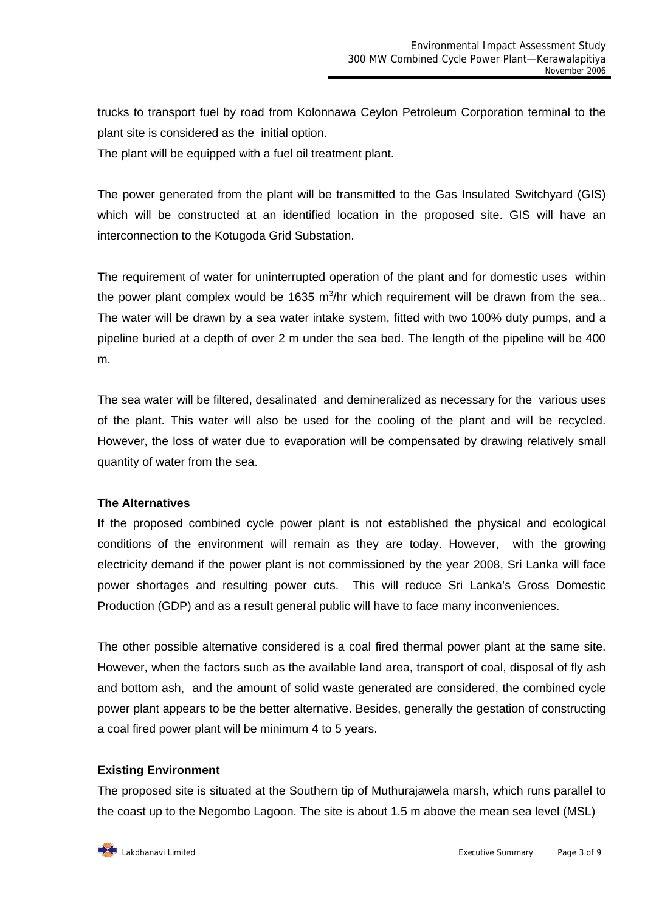trucks to transport fuel by road from Kolonnawa Ceylon Petroleum Corporation terminal to the plant site is considered as the initial option.

The plant will be equipped with a fuel oil treatment plant.

The power generated from the plant will be transmitted to the Gas Insulated Switchyard (GIS) which will be constructed at an identified location in the proposed site. GIS will have an interconnection to the Kotugoda Grid Substation.

The requirement of water for uninterrupted operation of the plant and for domestic uses within the power plant complex would be 1635 $m^3$/hr which requirement will be drawn from the sea.. The water will be drawn by a sea water intake system, fitted with two 100% duty pumps, and a pipeline buried at a depth of over 2 m under the sea bed. The length of the pipeline will be 400 m.

The sea water will be filtered, desalinated and demineralized as necessary for the various uses of the plant. This water will also be used for the cooling of the plant and will be recycled. However, the loss of water due to evaporation will be compensated by drawing relatively small quantity of water from the sea.

**The Alternatives**

If the proposed combined cycle power plant is not established the physical and ecological conditions of the environment will remain as they are today. However, with the growing electricity demand if the power plant is not commissioned by the year 2008, Sri Lanka will face power shortages and resulting power cuts. This will reduce Sri Lanka's Gross Domestic Production (GDP) and as a result general public will have to face many inconveniences.

The other possible alternative considered is a coal fired thermal power plant at the same site. However, when the factors such as the available land area, transport of coal, disposal of fly ash and bottom ash, and the amount of solid waste generated are considered, the combined cycle power plant appears to be the better alternative. Besides, generally the gestation of constructing a coal fired power plant will be minimum 4 to 5 years.

**Existing Environment**

The proposed site is situated at the Southern tip of Muthurajawela marsh, which runs parallel to the coast up to the Negombo Lagoon. The site is about 1.5 m above the mean sea level (MSL)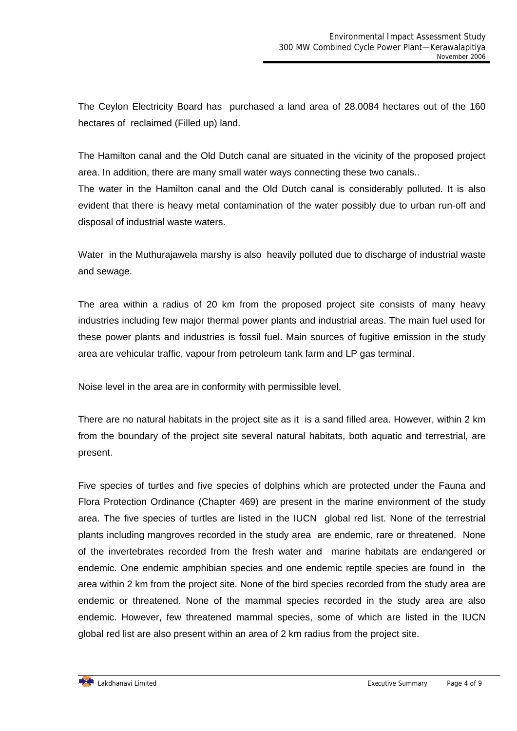The Ceylon Electricity Board has purchased a land area of 28.0084 hectares out of the 160 hectares of reclaimed (Filled up) land.

The Hamilton canal and the Old Dutch canal are situated in the vicinity of the proposed project area. In addition, there are many small water ways connecting these two canals..
The water in the Hamilton canal and the Old Dutch canal is considerably polluted. It is also evident that there is heavy metal contamination of the water possibly due to urban run-off and disposal of industrial waste waters.

Water in the Muthurajawela marshy is also heavily polluted due to discharge of industrial waste and sewage.

The area within a radius of 20 km from the proposed project site consists of many heavy industries including few major thermal power plants and industrial areas. The main fuel used for these power plants and industries is fossil fuel. Main sources of fugitive emission in the study area are vehicular traffic, vapour from petroleum tank farm and LP gas terminal.

Noise level in the area are in conformity with permissible level.

There are no natural habitats in the project site as it is a sand filled area. However, within 2 km from the boundary of the project site several natural habitats, both aquatic and terrestrial, are present.

Five species of turtles and five species of dolphins which are protected under the Fauna and Flora Protection Ordinance (Chapter 469) are present in the marine environment of the study area. The five species of turtles are listed in the IUCN global red list. None of the terrestrial plants including mangroves recorded in the study area are endemic, rare or threatened. None of the invertebrates recorded from the fresh water and marine habitats are endangered or endemic. One endemic amphibian species and one endemic reptile species are found in the area within 2 km from the project site. None of the bird species recorded from the study area are endemic or threatened. None of the mammal species recorded in the study area are also endemic. However, few threatened mammal species, some of which are listed in the IUCN global red list are also present within an area of 2 km radius from the project site.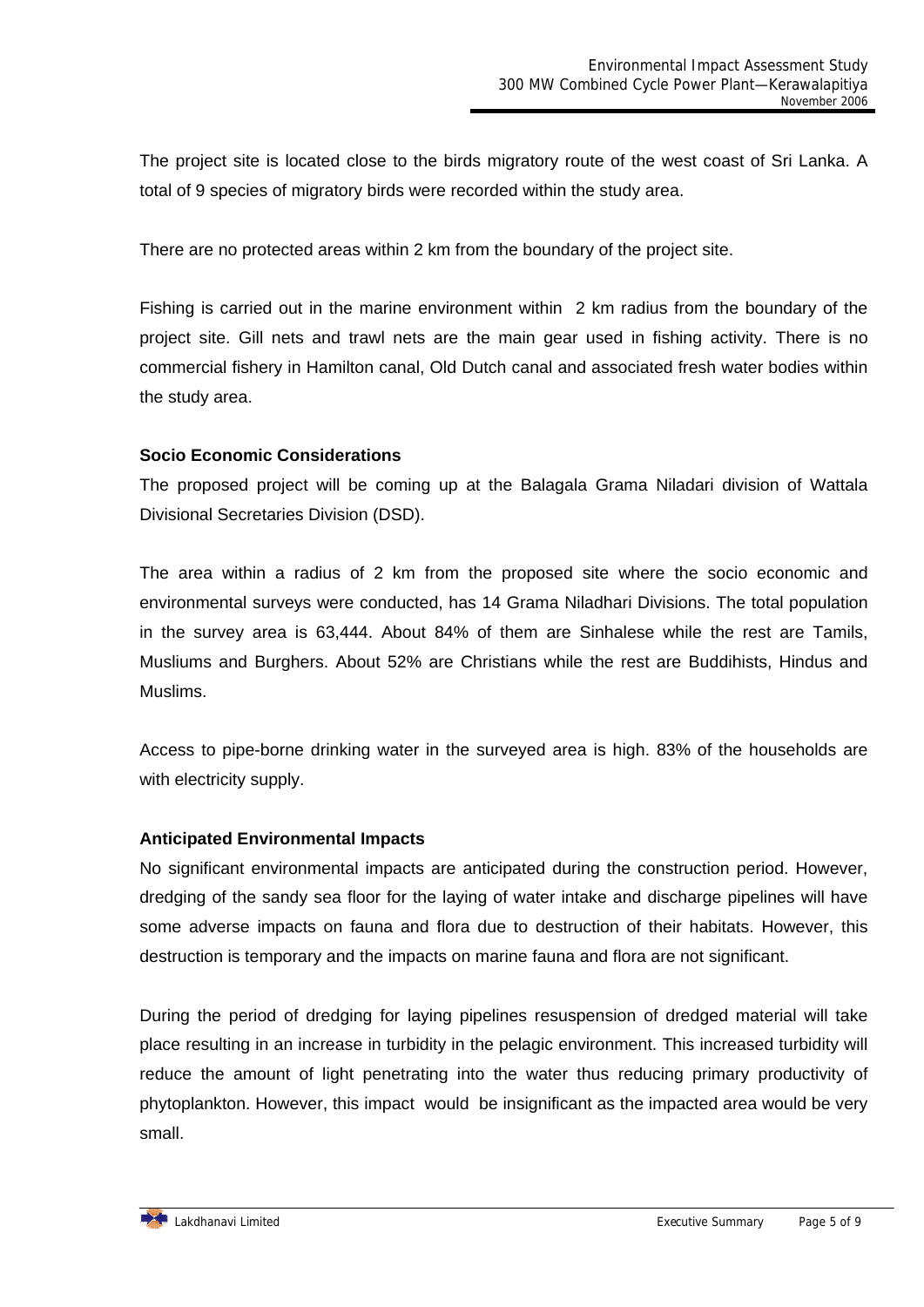The project site is located close to the birds migratory route of the west coast of Sri Lanka. A total of 9 species of migratory birds were recorded within the study area.

There are no protected areas within 2 km from the boundary of the project site.

Fishing is carried out in the marine environment within 2 km radius from the boundary of the project site. Gill nets and trawl nets are the main gear used in fishing activity. There is no commercial fishery in Hamilton canal, Old Dutch canal and associated fresh water bodies within the study area.

**Socio Economic Considerations**

The proposed project will be coming up at the Balagala Grama Niladari division of Wattala Divisional Secretaries Division (DSD).

The area within a radius of 2 km from the proposed site where the socio economic and environmental surveys were conducted, has 14 Grama Niladhari Divisions. The total population in the survey area is 63,444. About 84% of them are Sinhalese while the rest are Tamils, Musliums and Burghers. About 52% are Christians while the rest are Buddihists, Hindus and Muslims.

Access to pipe-borne drinking water in the surveyed area is high. 83% of the households are with electricity supply.

**Anticipated Environmental Impacts**

No significant environmental impacts are anticipated during the construction period. However, dredging of the sandy sea floor for the laying of water intake and discharge pipelines will have some adverse impacts on fauna and flora due to destruction of their habitats. However, this destruction is temporary and the impacts on marine fauna and flora are not significant.

During the period of dredging for laying pipelines resuspension of dredged material will take place resulting in an increase in turbidity in the pelagic environment. This increased turbidity will reduce the amount of light penetrating into the water thus reducing primary productivity of phytoplankton. However, this impact would be insignificant as the impacted area would be very small.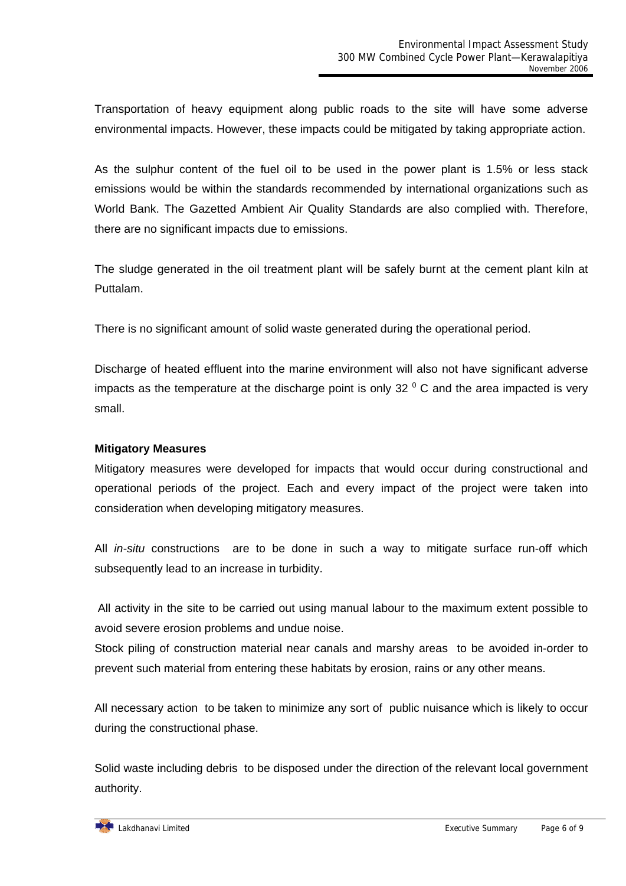Transportation of heavy equipment along public roads to the site will have some adverse environmental impacts. However, these impacts could be mitigated by taking appropriate action.

As the sulphur content of the fuel oil to be used in the power plant is 1.5% or less stack emissions would be within the standards recommended by international organizations such as World Bank. The Gazetted Ambient Air Quality Standards are also complied with. Therefore, there are no significant impacts due to emissions.

The sludge generated in the oil treatment plant will be safely burnt at the cement plant kiln at Puttalam.

There is no significant amount of solid waste generated during the operational period.

Discharge of heated effluent into the marine environment will also not have significant adverse impacts as the temperature at the discharge point is only 32 $^{0}$ C and the area impacted is very small.

**Mitigatory Measures**

Mitigatory measures were developed for impacts that would occur during constructional and operational periods of the project. Each and every impact of the project were taken into consideration when developing mitigatory measures.

All *in-situ* constructions are to be done in such a way to mitigate surface run-off which subsequently lead to an increase in turbidity.

All activity in the site to be carried out using manual labour to the maximum extent possible to avoid severe erosion problems and undue noise.

Stock piling of construction material near canals and marshy areas to be avoided in-order to prevent such material from entering these habitats by erosion, rains or any other means.

All necessary action to be taken to minimize any sort of public nuisance which is likely to occur during the constructional phase.

Solid waste including debris to be disposed under the direction of the relevant local government authority.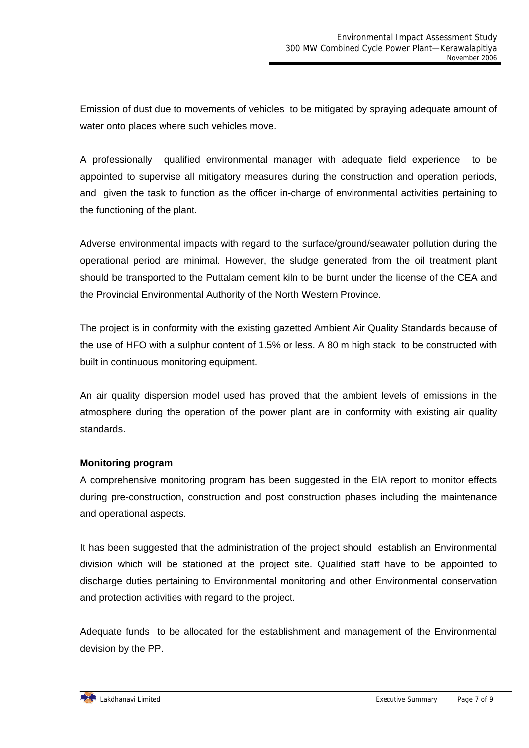Emission of dust due to movements of vehicles to be mitigated by spraying adequate amount of water onto places where such vehicles move.

A professionally qualified environmental manager with adequate field experience to be appointed to supervise all mitigatory measures during the construction and operation periods, and given the task to function as the officer in-charge of environmental activities pertaining to the functioning of the plant.

Adverse environmental impacts with regard to the surface/ground/seawater pollution during the operational period are minimal. However, the sludge generated from the oil treatment plant should be transported to the Puttalam cement kiln to be burnt under the license of the CEA and the Provincial Environmental Authority of the North Western Province.

The project is in conformity with the existing gazetted Ambient Air Quality Standards because of the use of HFO with a sulphur content of 1.5% or less. A 80 m high stack to be constructed with built in continuous monitoring equipment.

An air quality dispersion model used has proved that the ambient levels of emissions in the atmosphere during the operation of the power plant are in conformity with existing air quality standards.

**Monitoring program**

A comprehensive monitoring program has been suggested in the EIA report to monitor effects during pre-construction, construction and post construction phases including the maintenance and operational aspects.

It has been suggested that the administration of the project should establish an Environmental division which will be stationed at the project site. Qualified staff have to be appointed to discharge duties pertaining to Environmental monitoring and other Environmental conservation and protection activities with regard to the project.

Adequate funds to be allocated for the establishment and management of the Environmental devision by the PP.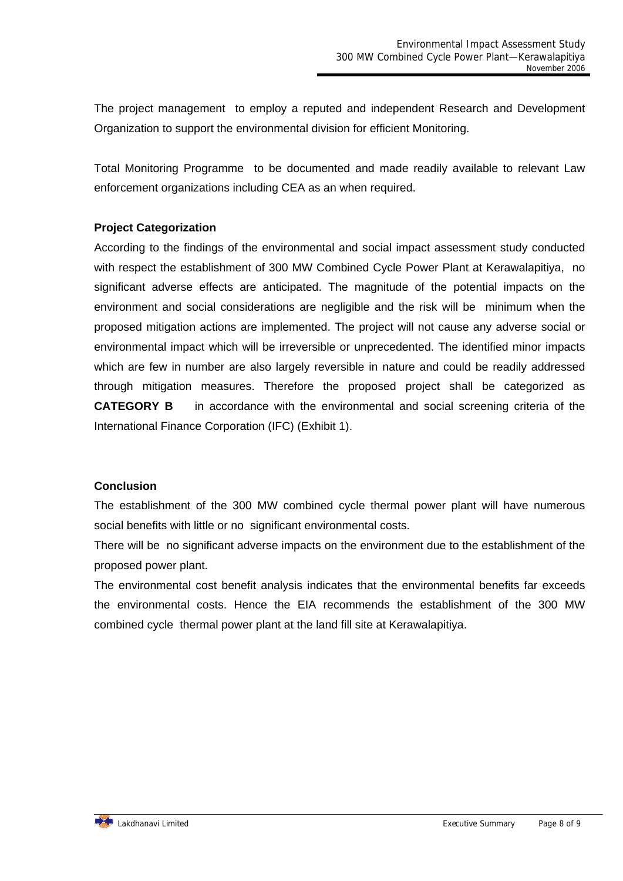The project management to employ a reputed and independent Research and Development Organization to support the environmental division for efficient Monitoring.

Total Monitoring Programme to be documented and made readily available to relevant Law enforcement organizations including CEA as an when required.

**Project Categorization**

According to the findings of the environmental and social impact assessment study conducted with respect the establishment of 300 MW Combined Cycle Power Plant at Kerawalapitiya, no significant adverse effects are anticipated. The magnitude of the potential impacts on the environment and social considerations are negligible and the risk will be minimum when the proposed mitigation actions are implemented. The project will not cause any adverse social or environmental impact which will be irreversible or unprecedented. The identified minor impacts which are few in number are also largely reversible in nature and could be readily addressed through mitigation measures. Therefore the proposed project shall be categorized as **CATEGORY B** in accordance with the environmental and social screening criteria of the International Finance Corporation (IFC) (Exhibit 1).

**Conclusion**

The establishment of the 300 MW combined cycle thermal power plant will have numerous social benefits with little or no significant environmental costs.

There will be no significant adverse impacts on the environment due to the establishment of the proposed power plant.

The environmental cost benefit analysis indicates that the environmental benefits far exceeds the environmental costs. Hence the EIA recommends the establishment of the 300 MW combined cycle thermal power plant at the land fill site at Kerawalapitiya.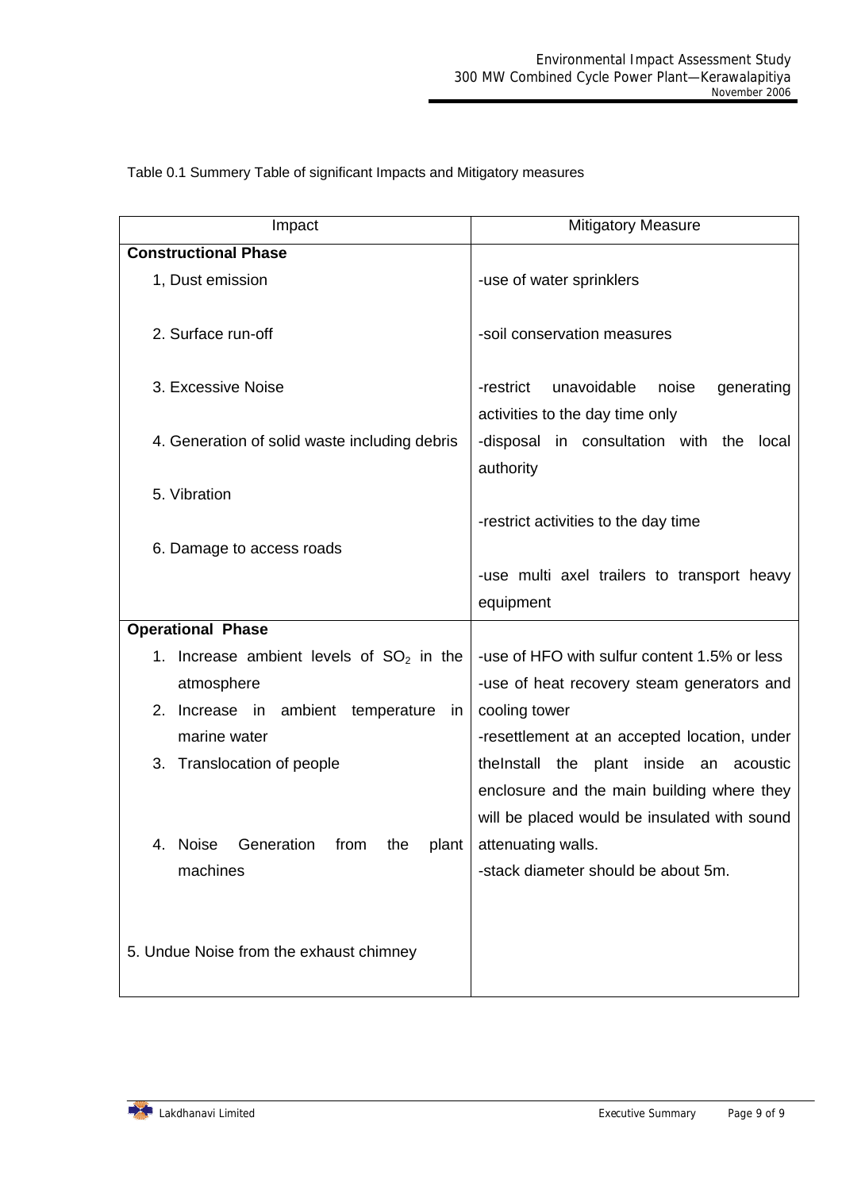Table 0.1 Summery Table of significant Impacts and Mitigatory measures

| Impact | Mitigatory Measure |
|---|---|
| **Constructional Phase** | |
| 1, Dust emission | -use of water sprinklers |
| 2. Surface run-off | -soil conservation measures |
| 3. Excessive Noise | -restrict unavoidable noise generating activities to the day time only |
| 4. Generation of solid waste including debris | -disposal in consultation with the local authority |
| 5. Vibration | -restrict activities to the day time |
| 6. Damage to access roads | -use multi axel trailers to transport heavy equipment |
| **Operational Phase** | |
| 1. Increase ambient levels of $SO_2$ in the atmosphere<br>2. Increase in ambient temperature in marine water<br>3. Translocation of people<br>4. Noise Generation from the plant machines<br>5. Undue Noise from the exhaust chimney | -use of HFO with sulfur content 1.5% or less<br>-use of heat recovery steam generators and cooling tower<br>-resettlement at an accepted location, under theInstall the plant inside an acoustic enclosure and the main building where they will be placed would be insulated with sound attenuating walls.<br>-stack diameter should be about 5m. |